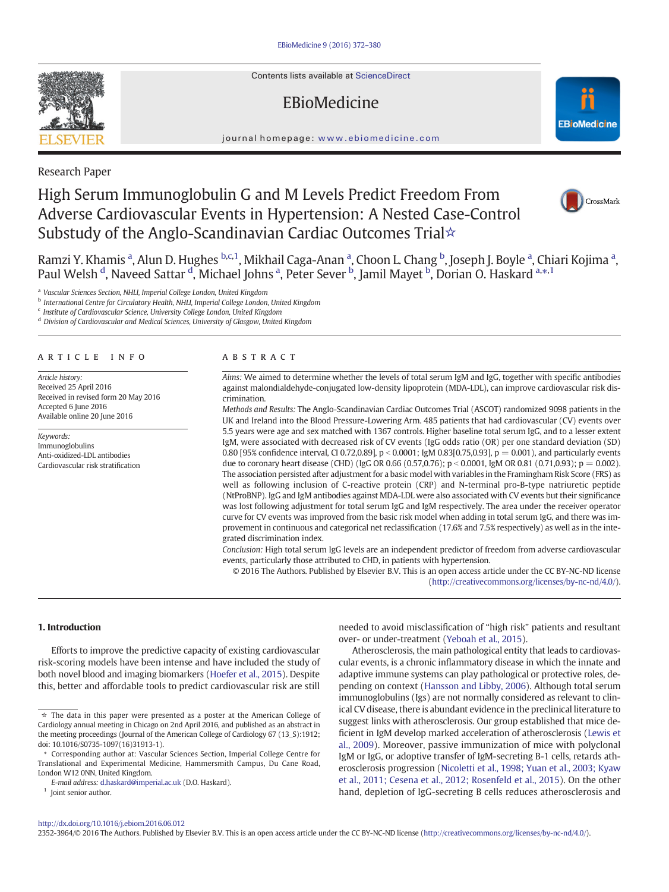Research Paper

# High Serum Immunoglobulin G and M Levels Predict Freedom From Adverse Cardiovascular Events in Hypertension: A Nested Case-Control Substudy of the Anglo-Scandinavian Cardiac Outcomes Trial☆

Ramzi Y. Khamis [a], Alun D. Hughes [b,c,1], Mikhail Caga-Anan [a], Choon L. Chang [b], Joseph J. Boyle [a], Chiari Kojima [a], Paul Welsh [d], Naveed Sattar [d], Michael Johns [a], Peter Sever [b], Jamil Mayet [b], Dorian O. Haskard [a,*,1]

[a] Vascular Sciences Section, NHLI, Imperial College London, United Kingdom
[b] International Centre for Circulatory Health, NHLI, Imperial College London, United Kingdom
[c] Institute of Cardiovascular Science, University College London, United Kingdom
[d] Division of Cardiovascular and Medical Sciences, University of Glasgow, United Kingdom

## ARTICLE INFO

*Article history:*
Received 25 April 2016
Received in revised form 20 May 2016
Accepted 6 June 2016
Available online 20 June 2016

*Keywords:*
Immunoglobulins
Anti-oxidized-LDL antibodies
Cardiovascular risk stratification

## ABSTRACT

*Aims:* We aimed to determine whether the levels of total serum IgM and IgG, together with specific antibodies against malondialdehyde-conjugated low-density lipoprotein (MDA-LDL), can improve cardiovascular risk discrimination.

*Methods and Results:* The Anglo-Scandinavian Cardiac Outcomes Trial (ASCOT) randomized 9098 patients in the UK and Ireland into the Blood Pressure-Lowering Arm. 485 patients that had cardiovascular (CV) events over 5.5 years were age and sex matched with 1367 controls. Higher baseline total serum IgG, and to a lesser extent IgM, were associated with decreased risk of CV events (IgG odds ratio (OR) per one standard deviation (SD) 0.80 [95% confidence interval, CI 0.72,0.89], $p < 0.0001$; IgM 0.83[0.75,0.93], $p = 0.001$), and particularly events due to coronary heart disease (CHD) (IgG OR 0.66 (0.57,0.76); $p < 0.0001$, IgM OR 0.81 (0.71,0.93); $p = 0.002$). The association persisted after adjustment for a basic model with variables in the Framingham Risk Score (FRS) as well as following inclusion of C-reactive protein (CRP) and N-terminal pro-B-type natriuretic peptide (NtProBNP). IgG and IgM antibodies against MDA-LDL were also associated with CV events but their significance was lost following adjustment for total serum IgG and IgM respectively. The area under the receiver operator curve for CV events was improved from the basic risk model when adding in total serum IgG, and there was improvement in continuous and categorical net reclassification (17.6% and 7.5% respectively) as well as in the integrated discrimination index.

*Conclusion:* High total serum IgG levels are an independent predictor of freedom from adverse cardiovascular events, particularly those attributed to CHD, in patients with hypertension.

© 2016 The Authors. Published by Elsevier B.V. This is an open access article under the CC BY-NC-ND license (http://creativecommons.org/licenses/by-nc-nd/4.0/).

## 1. Introduction

Efforts to improve the predictive capacity of existing cardiovascular risk-scoring models have been intense and have included the study of both novel blood and imaging biomarkers (Hoefer et al., 2015). Despite this, better and affordable tools to predict cardiovascular risk are still needed to avoid misclassification of "high risk" patients and resultant over- or under-treatment (Yeboah et al., 2015).

Atherosclerosis, the main pathological entity that leads to cardiovascular events, is a chronic inflammatory disease in which the innate and adaptive immune systems can play pathological or protective roles, depending on context (Hansson and Libby, 2006). Although total serum immunoglobulins (Igs) are not normally considered as relevant to clinical CV disease, there is abundant evidence in the preclinical literature to suggest links with atherosclerosis. Our group established that mice deficient in IgM develop marked acceleration of atherosclerosis (Lewis et al., 2009). Moreover, passive immunization of mice with polyclonal IgM or IgG, or adoptive transfer of IgM-secreting B-1 cells, retards atherosclerosis progression (Nicoletti et al., 1998; Yuan et al., 2003; Kyaw et al., 2011; Cesena et al., 2012; Rosenfeld et al., 2015). On the other hand, depletion of IgG-secreting B cells reduces atherosclerosis and

☆ The data in this paper were presented as a poster at the American College of Cardiology annual meeting in Chicago on 2nd April 2016, and published as an abstract in the meeting proceedings (Journal of the American College of Cardiology 67 (13_S):1912; doi: 10.1016/S0735-1097(16)31913-1).

* Corresponding author at: Vascular Sciences Section, Imperial College Centre for Translational and Experimental Medicine, Hammersmith Campus, Du Cane Road, London W12 0NN, United Kingdom.

*E-mail address:* d.haskard@imperial.ac.uk (D.O. Haskard).

[1] Joint senior author.

http://dx.doi.org/10.1016/j.ebiom.2016.06.012
2352-3964/© 2016 The Authors. Published by Elsevier B.V. This is an open access article under the CC BY-NC-ND license (http://creativecommons.org/licenses/by-nc-nd/4.0/).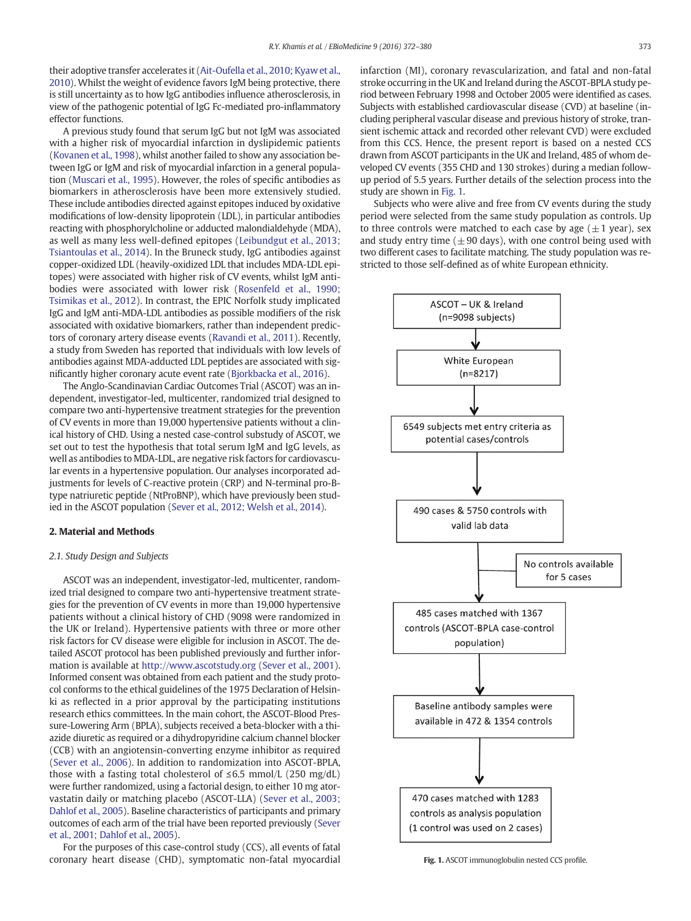their adoptive transfer accelerates it (Ait-Oufella et al., 2010; Kyaw et al., 2010). Whilst the weight of evidence favors IgM being protective, there is still uncertainty as to how IgG antibodies influence atherosclerosis, in view of the pathogenic potential of IgG Fc-mediated pro-inflammatory effector functions.

A previous study found that serum IgG but not IgM was associated with a higher risk of myocardial infarction in dyslipidemic patients (Kovanen et al., 1998), whilst another failed to show any association between IgG or IgM and risk of myocardial infarction in a general population (Muscari et al., 1995). However, the roles of specific antibodies as biomarkers in atherosclerosis have been more extensively studied. These include antibodies directed against epitopes induced by oxidative modifications of low-density lipoprotein (LDL), in particular antibodies reacting with phosphorylcholine or adducted malondialdehyde (MDA), as well as many less well-defined epitopes (Leibundgut et al., 2013; Tsiantoulas et al., 2014). In the Bruneck study, IgG antibodies against copper-oxidized LDL (heavily-oxidized LDL that includes MDA-LDL epitopes) were associated with higher risk of CV events, whilst IgM antibodies were associated with lower risk (Rosenfeld et al., 1990; Tsimikas et al., 2012). In contrast, the EPIC Norfolk study implicated IgG and IgM anti-MDA-LDL antibodies as possible modifiers of the risk associated with oxidative biomarkers, rather than independent predictors of coronary artery disease events (Ravandi et al., 2011). Recently, a study from Sweden has reported that individuals with low levels of antibodies against MDA-adducted LDL peptides are associated with significantly higher coronary acute event rate (Bjorkbacka et al., 2016).

The Anglo-Scandinavian Cardiac Outcomes Trial (ASCOT) was an independent, investigator-led, multicenter, randomized trial designed to compare two anti-hypertensive treatment strategies for the prevention of CV events in more than 19,000 hypertensive patients without a clinical history of CHD. Using a nested case-control substudy of ASCOT, we set out to test the hypothesis that total serum IgM and IgG levels, as well as antibodies to MDA-LDL, are negative risk factors for cardiovascular events in a hypertensive population. Our analyses incorporated adjustments for levels of C-reactive protein (CRP) and N-terminal pro-B-type natriuretic peptide (NtProBNP), which have previously been studied in the ASCOT population (Sever et al., 2012; Welsh et al., 2014).

## 2. Material and Methods

### 2.1. Study Design and Subjects

ASCOT was an independent, investigator-led, multicenter, randomized trial designed to compare two anti-hypertensive treatment strategies for the prevention of CV events in more than 19,000 hypertensive patients without a clinical history of CHD (9098 were randomized in the UK or Ireland). Hypertensive patients with three or more other risk factors for CV disease were eligible for inclusion in ASCOT. The detailed ASCOT protocol has been published previously and further information is available at http://www.ascotstudy.org (Sever et al., 2001). Informed consent was obtained from each patient and the study protocol conforms to the ethical guidelines of the 1975 Declaration of Helsinki as reflected in a prior approval by the participating institutions research ethics committees. In the main cohort, the ASCOT-Blood Pressure-Lowering Arm (BPLA), subjects received a beta-blocker with a thiazide diuretic as required or a dihydropyridine calcium channel blocker (CCB) with an angiotensin-converting enzyme inhibitor as required (Sever et al., 2006). In addition to randomization into ASCOT-BPLA, those with a fasting total cholesterol of ≤6.5 mmol/L (250 mg/dL) were further randomized, using a factorial design, to either 10 mg atorvastatin daily or matching placebo (ASCOT-LLA) (Sever et al., 2003; Dahlof et al., 2005). Baseline characteristics of participants and primary outcomes of each arm of the trial have been reported previously (Sever et al., 2001; Dahlof et al., 2005).

For the purposes of this case-control study (CCS), all events of fatal coronary heart disease (CHD), symptomatic non-fatal myocardial infarction (MI), coronary revascularization, and fatal and non-fatal stroke occurring in the UK and Ireland during the ASCOT-BPLA study period between February 1998 and October 2005 were identified as cases. Subjects with established cardiovascular disease (CVD) at baseline (including peripheral vascular disease and previous history of stroke, transient ischemic attack and recorded other relevant CVD) were excluded from this CCS. Hence, the present report is based on a nested CCS drawn from ASCOT participants in the UK and Ireland, 485 of whom developed CV events (355 CHD and 130 strokes) during a median follow-up period of 5.5 years. Further details of the selection process into the study are shown in Fig. 1.

Subjects who were alive and free from CV events during the study period were selected from the same study population as controls. Up to three controls were matched to each case by age (±1 year), sex and study entry time (±90 days), with one control being used with two different cases to facilitate matching. The study population was restricted to those self-defined as of white European ethnicity.

ASCOT – UK & Ireland (n=9098 subjects)
→ White European (n=8217)
→ 6549 subjects met entry criteria as potential cases/controls
→ 490 cases & 5750 controls with valid lab data
→ (No controls available for 5 cases)
→ 485 cases matched with 1367 controls (ASCOT-BPLA case-control population)
→ Baseline antibody samples were available in 472 & 1354 controls
→ 470 cases matched with 1283 controls as analysis population (1 control was used on 2 cases)

**Fig. 1.** ASCOT immunoglobulin nested CCS profile.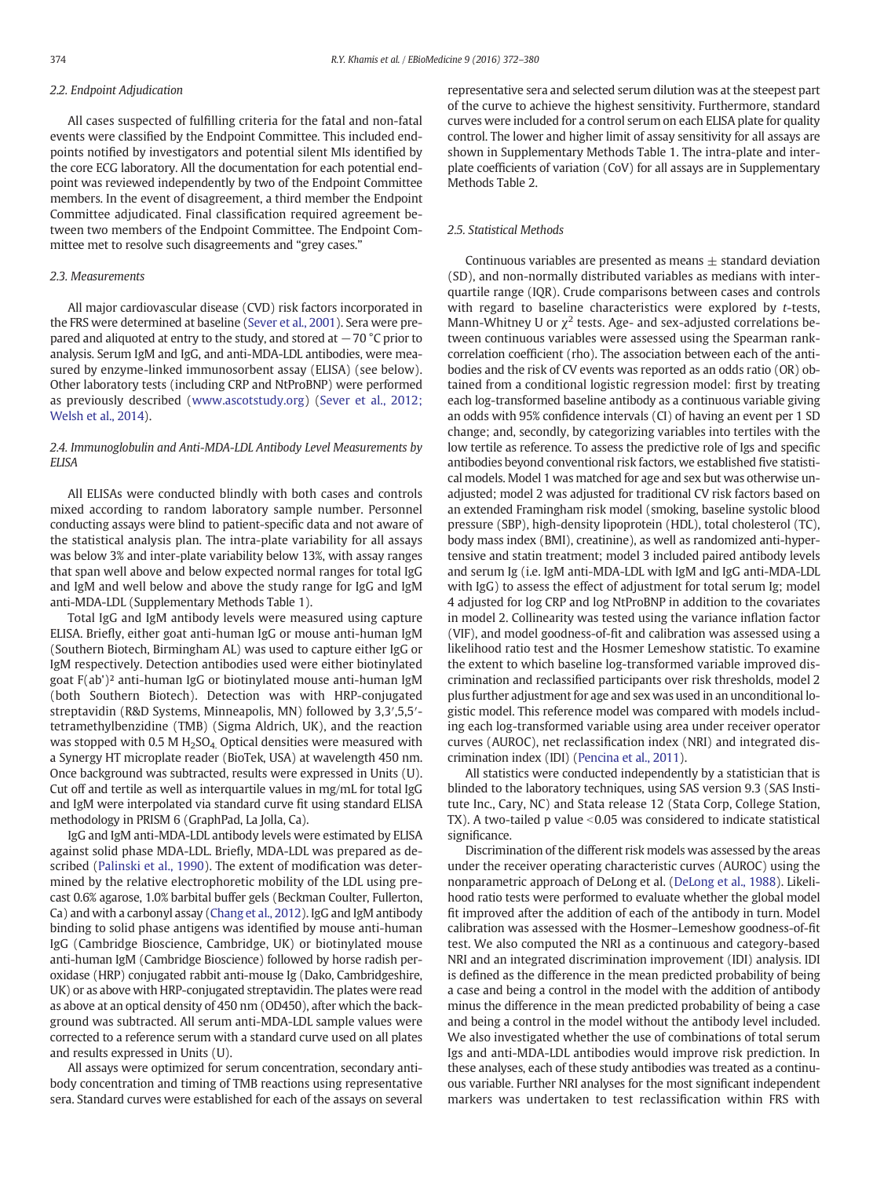### 2.2. Endpoint Adjudication

All cases suspected of fulfilling criteria for the fatal and non-fatal events were classified by the Endpoint Committee. This included endpoints notified by investigators and potential silent MIs identified by the core ECG laboratory. All the documentation for each potential endpoint was reviewed independently by two of the Endpoint Committee members. In the event of disagreement, a third member the Endpoint Committee adjudicated. Final classification required agreement between two members of the Endpoint Committee. The Endpoint Committee met to resolve such disagreements and "grey cases."

### 2.3. Measurements

All major cardiovascular disease (CVD) risk factors incorporated in the FRS were determined at baseline (Sever et al., 2001). Sera were prepared and aliquoted at entry to the study, and stored at −70 °C prior to analysis. Serum IgM and IgG, and anti-MDA-LDL antibodies, were measured by enzyme-linked immunosorbent assay (ELISA) (see below). Other laboratory tests (including CRP and NtProBNP) were performed as previously described (www.ascotstudy.org) (Sever et al., 2012; Welsh et al., 2014).

### 2.4. Immunoglobulin and Anti-MDA-LDL Antibody Level Measurements by ELISA

All ELISAs were conducted blindly with both cases and controls mixed according to random laboratory sample number. Personnel conducting assays were blind to patient-specific data and not aware of the statistical analysis plan. The intra-plate variability for all assays was below 3% and inter-plate variability below 13%, with assay ranges that span well above and below expected normal ranges for total IgG and IgM and well below and above the study range for IgG and IgM anti-MDA-LDL (Supplementary Methods Table 1).

Total IgG and IgM antibody levels were measured using capture ELISA. Briefly, either goat anti-human IgG or mouse anti-human IgM (Southern Biotech, Birmingham AL) was used to capture either IgG or IgM respectively. Detection antibodies used were either biotinylated goat F(ab')² anti-human IgG or biotinylated mouse anti-human IgM (both Southern Biotech). Detection was with HRP-conjugated streptavidin (R&D Systems, Minneapolis, MN) followed by 3,3′,5,5′-tetramethylbenzidine (TMB) (Sigma Aldrich, UK), and the reaction was stopped with 0.5 M $H_2SO_4$. Optical densities were measured with a Synergy HT microplate reader (BioTek, USA) at wavelength 450 nm. Once background was subtracted, results were expressed in Units (U). Cut off and tertile as well as interquartile values in mg/mL for total IgG and IgM were interpolated via standard curve fit using standard ELISA methodology in PRISM 6 (GraphPad, La Jolla, Ca).

IgG and IgM anti-MDA-LDL antibody levels were estimated by ELISA against solid phase MDA-LDL. Briefly, MDA-LDL was prepared as described (Palinski et al., 1990). The extent of modification was determined by the relative electrophoretic mobility of the LDL using precast 0.6% agarose, 1.0% barbital buffer gels (Beckman Coulter, Fullerton, Ca) and with a carbonyl assay (Chang et al., 2012). IgG and IgM antibody binding to solid phase antigens was identified by mouse anti-human IgG (Cambridge Bioscience, Cambridge, UK) or biotinylated mouse anti-human IgM (Cambridge Bioscience) followed by horse radish peroxidase (HRP) conjugated rabbit anti-mouse Ig (Dako, Cambridgeshire, UK) or as above with HRP-conjugated streptavidin. The plates were read as above at an optical density of 450 nm (OD450), after which the background was subtracted. All serum anti-MDA-LDL sample values were corrected to a reference serum with a standard curve used on all plates and results expressed in Units (U).

All assays were optimized for serum concentration, secondary antibody concentration and timing of TMB reactions using representative sera. Standard curves were established for each of the assays on several representative sera and selected serum dilution was at the steepest part of the curve to achieve the highest sensitivity. Furthermore, standard curves were included for a control serum on each ELISA plate for quality control. The lower and higher limit of assay sensitivity for all assays are shown in Supplementary Methods Table 1. The intra-plate and inter-plate coefficients of variation (CoV) for all assays are in Supplementary Methods Table 2.

### 2.5. Statistical Methods

Continuous variables are presented as means ± standard deviation (SD), and non-normally distributed variables as medians with interquartile range (IQR). Crude comparisons between cases and controls with regard to baseline characteristics were explored by *t*-tests, Mann-Whitney U or $\chi^2$ tests. Age- and sex-adjusted correlations between continuous variables were assessed using the Spearman rank-correlation coefficient (rho). The association between each of the antibodies and the risk of CV events was reported as an odds ratio (OR) obtained from a conditional logistic regression model: first by treating each log-transformed baseline antibody as a continuous variable giving an odds with 95% confidence intervals (CI) of having an event per 1 SD change; and, secondly, by categorizing variables into tertiles with the low tertile as reference. To assess the predictive role of Igs and specific antibodies beyond conventional risk factors, we established five statistical models. Model 1 was matched for age and sex but was otherwise unadjusted; model 2 was adjusted for traditional CV risk factors based on an extended Framingham risk model (smoking, baseline systolic blood pressure (SBP), high-density lipoprotein (HDL), total cholesterol (TC), body mass index (BMI), creatinine), as well as randomized anti-hypertensive and statin treatment; model 3 included paired antibody levels and serum Ig (i.e. IgM anti-MDA-LDL with IgM and IgG anti-MDA-LDL with IgG) to assess the effect of adjustment for total serum Ig; model 4 adjusted for log CRP and log NtProBNP in addition to the covariates in model 2. Collinearity was tested using the variance inflation factor (VIF), and model goodness-of-fit and calibration was assessed using a likelihood ratio test and the Hosmer Lemeshow statistic. To examine the extent to which baseline log-transformed variable improved discrimination and reclassified participants over risk thresholds, model 2 plus further adjustment for age and sex was used in an unconditional logistic model. This reference model was compared with models including each log-transformed variable using area under receiver operator curves (AUROC), net reclassification index (NRI) and integrated discrimination index (IDI) (Pencina et al., 2011).

All statistics were conducted independently by a statistician that is blinded to the laboratory techniques, using SAS version 9.3 (SAS Institute Inc., Cary, NC) and Stata release 12 (Stata Corp, College Station, TX). A two-tailed p value <0.05 was considered to indicate statistical significance.

Discrimination of the different risk models was assessed by the areas under the receiver operating characteristic curves (AUROC) using the nonparametric approach of DeLong et al. (DeLong et al., 1988). Likelihood ratio tests were performed to evaluate whether the global model fit improved after the addition of each of the antibody in turn. Model calibration was assessed with the Hosmer–Lemeshow goodness-of-fit test. We also computed the NRI as a continuous and category-based NRI and an integrated discrimination improvement (IDI) analysis. IDI is defined as the difference in the mean predicted probability of being a case and being a control in the model with the addition of antibody minus the difference in the mean predicted probability of being a case and being a control in the model without the antibody level included. We also investigated whether the use of combinations of total serum Igs and anti-MDA-LDL antibodies would improve risk prediction. In these analyses, each of these study antibodies was treated as a continuous variable. Further NRI analyses for the most significant independent markers was undertaken to test reclassification within FRS with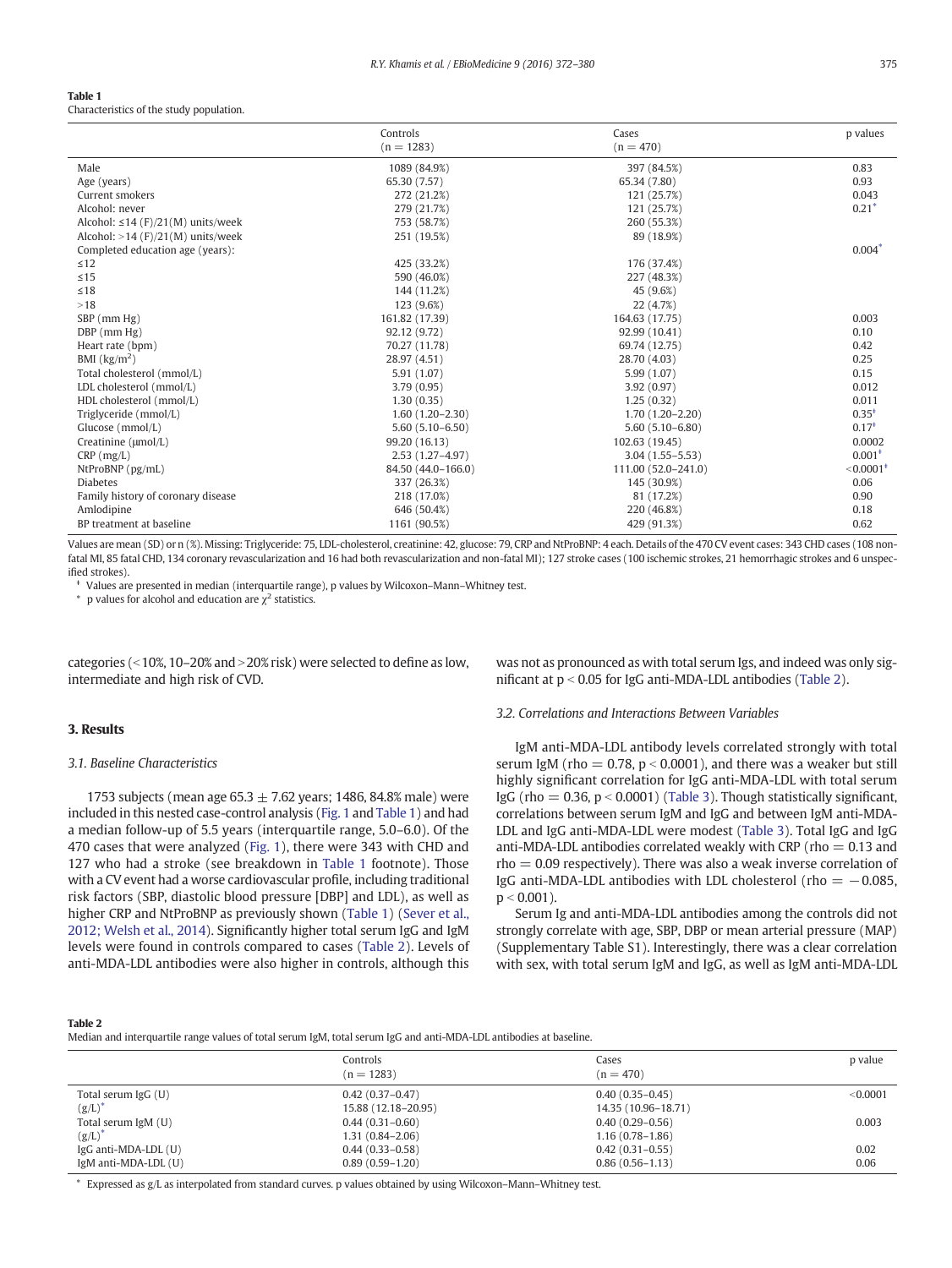**Table 1**
Characteristics of the study population.

| | Controls (n = 1283) | Cases (n = 470) | p values |
|---|---|---|---|
| Male | 1089 (84.9%) | 397 (84.5%) | 0.83 |
| Age (years) | 65.30 (7.57) | 65.34 (7.80) | 0.93 |
| Current smokers | 272 (21.2%) | 121 (25.7%) | 0.043 |
| Alcohol: never | 279 (21.7%) | 121 (25.7%) | 0.21* |
| Alcohol: ≤14 (F)/21(M) units/week | 753 (58.7%) | 260 (55.3%) | |
| Alcohol: >14 (F)/21(M) units/week | 251 (19.5%) | 89 (18.9%) | |
| Completed education age (years): | | | 0.004* |
| ≤12 | 425 (33.2%) | 176 (37.4%) | |
| ≤15 | 590 (46.0%) | 227 (48.3%) | |
| ≤18 | 144 (11.2%) | 45 (9.6%) | |
| >18 | 123 (9.6%) | 22 (4.7%) | |
| SBP (mm Hg) | 161.82 (17.39) | 164.63 (17.75) | 0.003 |
| DBP (mm Hg) | 92.12 (9.72) | 92.99 (10.41) | 0.10 |
| Heart rate (bpm) | 70.27 (11.78) | 69.74 (12.75) | 0.42 |
| BMI (kg/m$^2$) | 28.97 (4.51) | 28.70 (4.03) | 0.25 |
| Total cholesterol (mmol/L) | 5.91 (1.07) | 5.99 (1.07) | 0.15 |
| LDL cholesterol (mmol/L) | 3.79 (0.95) | 3.92 (0.97) | 0.012 |
| HDL cholesterol (mmol/L) | 1.30 (0.35) | 1.25 (0.32) | 0.011 |
| Triglyceride (mmol/L) | 1.60 (1.20–2.30) | 1.70 (1.20–2.20) | 0.35ǂ |
| Glucose (mmol/L) | 5.60 (5.10–6.50) | 5.60 (5.10–6.80) | 0.17ǂ |
| Creatinine (μmol/L) | 99.20 (16.13) | 102.63 (19.45) | 0.0002 |
| CRP (mg/L) | 2.53 (1.27–4.97) | 3.04 (1.55–5.53) | 0.001ǂ |
| NtProBNP (pg/mL) | 84.50 (44.0–166.0) | 111.00 (52.0–241.0) | <0.0001ǂ |
| Diabetes | 337 (26.3%) | 145 (30.9%) | 0.06 |
| Family history of coronary disease | 218 (17.0%) | 81 (17.2%) | 0.90 |
| Amlodipine | 646 (50.4%) | 220 (46.8%) | 0.18 |
| BP treatment at baseline | 1161 (90.5%) | 429 (91.3%) | 0.62 |

Values are mean (SD) or n (%). Missing: Triglyceride: 75, LDL-cholesterol, creatinine: 42, glucose: 79, CRP and NtProBNP: 4 each. Details of the 470 CV event cases: 343 CHD cases (108 non-fatal MI, 85 fatal CHD, 134 coronary revascularization and 16 had both revascularization and non-fatal MI); 127 stroke cases (100 ischemic strokes, 21 hemorrhagic strokes and 6 unspecified strokes).

ǂ Values are presented in median (interquartile range), p values by Wilcoxon–Mann–Whitney test.

\* p values for alcohol and education are $\chi^2$ statistics.

categories (<10%, 10–20% and >20% risk) were selected to define as low, intermediate and high risk of CVD.

## 3. Results

### 3.1. Baseline Characteristics

1753 subjects (mean age 65.3 ± 7.62 years; 1486, 84.8% male) were included in this nested case-control analysis (Fig. 1 and Table 1) and had a median follow-up of 5.5 years (interquartile range, 5.0–6.0). Of the 470 cases that were analyzed (Fig. 1), there were 343 with CHD and 127 who had a stroke (see breakdown in Table 1 footnote). Those with a CV event had a worse cardiovascular profile, including traditional risk factors (SBP, diastolic blood pressure [DBP] and LDL), as well as higher CRP and NtProBNP as previously shown (Table 1) (Sever et al., 2012; Welsh et al., 2014). Significantly higher total serum IgG and IgM levels were found in controls compared to cases (Table 2). Levels of anti-MDA-LDL antibodies were also higher in controls, although this was not as pronounced as with total serum Igs, and indeed was only significant at $p < 0.05$ for IgG anti-MDA-LDL antibodies (Table 2).

### 3.2. Correlations and Interactions Between Variables

IgM anti-MDA-LDL antibody levels correlated strongly with total serum IgM (rho = 0.78, $p < 0.0001$), and there was a weaker but still highly significant correlation for IgG anti-MDA-LDL with total serum IgG (rho = 0.36, $p < 0.0001$) (Table 3). Though statistically significant, correlations between serum IgM and IgG and between IgM anti-MDA-LDL and IgG anti-MDA-LDL were modest (Table 3). Total IgG and IgG anti-MDA-LDL antibodies correlated weakly with CRP (rho = 0.13 and rho = 0.09 respectively). There was also a weak inverse correlation of IgG anti-MDA-LDL antibodies with LDL cholesterol (rho = −0.085, $p < 0.001$).

Serum Ig and anti-MDA-LDL antibodies among the controls did not strongly correlate with age, SBP, DBP or mean arterial pressure (MAP) (Supplementary Table S1). Interestingly, there was a clear correlation with sex, with total serum IgM and IgG, as well as IgM anti-MDA-LDL

**Table 2**
Median and interquartile range values of total serum IgM, total serum IgG and anti-MDA-LDL antibodies at baseline.

| | Controls (n = 1283) | Cases (n = 470) | p value |
|---|---|---|---|
| Total serum IgG (U) | 0.42 (0.37–0.47) | 0.40 (0.35–0.45) | <0.0001 |
| (g/L)* | 15.88 (12.18–20.95) | 14.35 (10.96–18.71) | |
| Total serum IgM (U) | 0.44 (0.31–0.60) | 0.40 (0.29–0.56) | 0.003 |
| (g/L)* | 1.31 (0.84–2.06) | 1.16 (0.78–1.86) | |
| IgG anti-MDA-LDL (U) | 0.44 (0.33–0.58) | 0.42 (0.31–0.55) | 0.02 |
| IgM anti-MDA-LDL (U) | 0.89 (0.59–1.20) | 0.86 (0.56–1.13) | 0.06 |

\* Expressed as g/L as interpolated from standard curves. p values obtained by using Wilcoxon–Mann–Whitney test.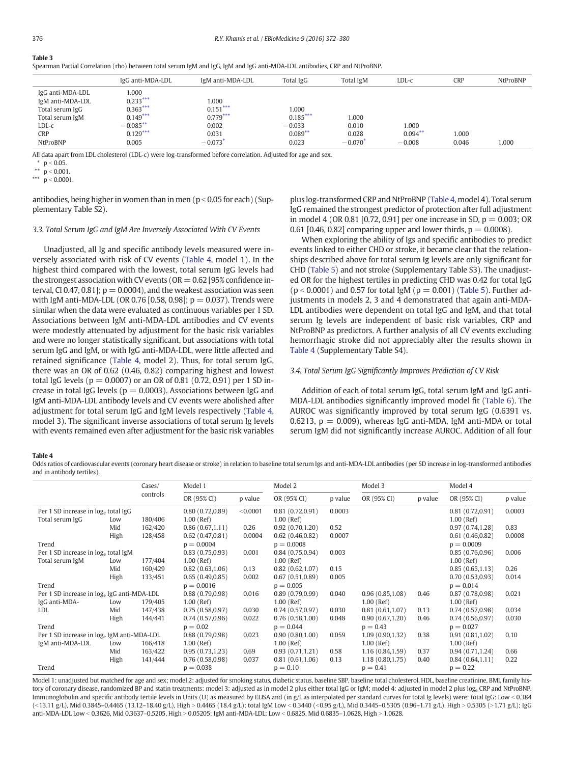**Table 3**
Spearman Partial Correlation (rho) between total serum IgM and IgG, IgM and IgG anti-MDA-LDL antibodies, CRP and NtProBNP.

| | IgG anti-MDA-LDL | IgM anti-MDA-LDL | Total IgG | Total IgM | LDL-c | CRP | NtProBNP |
|---|---|---|---|---|---|---|---|
| IgG anti-MDA-LDL | 1.000 | | | | | | |
| IgM anti-MDA-LDL | 0.233*** | 1.000 | | | | | |
| Total serum IgG | 0.363*** | 0.151*** | 1.000 | | | | |
| Total serum IgM | 0.149*** | 0.779*** | 0.185*** | 1.000 | | | |
| LDL-c | −0.085** | 0.002 | −0.033 | 0.010 | 1.000 | | |
| CRP | 0.129*** | 0.031 | 0.089** | 0.028 | 0.094** | 1.000 | |
| NtProBNP | 0.005 | −0.073* | 0.023 | −0.070* | −0.008 | 0.046 | 1.000 |

All data apart from LDL cholesterol (LDL-c) were log-transformed before correlation. Adjusted for age and sex.

\* $p < 0.05$.

\*\* $p < 0.001$.

\*\*\* $p < 0.0001$.

antibodies, being higher in women than in men ($p < 0.05$ for each) (Supplementary Table S2).

### 3.3. Total Serum IgG and IgM Are Inversely Associated With CV Events

Unadjusted, all Ig and specific antibody levels measured were inversely associated with risk of CV events (Table 4, model 1). In the highest third compared with the lowest, total serum IgG levels had the strongest association with CV events (OR = 0.62 [95% confidence interval, CI 0.47, 0.81]; $p = 0.0004$), and the weakest association was seen with IgM anti-MDA-LDL (OR 0.76 [0.58, 0.98]; $p = 0.037$). Trends were similar when the data were evaluated as continuous variables per 1 SD. Associations between IgM anti-MDA-LDL antibodies and CV events were modestly attenuated by adjustment for the basic risk variables and were no longer statistically significant, but associations with total serum IgG and IgM, or with IgG anti-MDA-LDL, were little affected and retained significance (Table 4, model 2). Thus, for total serum IgG, there was an OR of 0.62 (0.46, 0.82) comparing highest and lowest total IgG levels ($p = 0.0007$) or an OR of 0.81 (0.72, 0.91) per 1 SD increase in total IgG levels ($p = 0.0003$). Associations between IgG and IgM anti-MDA-LDL antibody levels and CV events were abolished after adjustment for total serum IgG and IgM levels respectively (Table 4, model 3). The significant inverse associations of total serum Ig levels with events remained even after adjustment for the basic risk variables plus log-transformed CRP and NtProBNP (Table 4, model 4). Total serum IgG remained the strongest predictor of protection after full adjustment in model 4 (OR 0.81 [0.72, 0.91] per one increase in SD, $p = 0.003$; OR 0.61 [0.46, 0.82] comparing upper and lower thirds, $p = 0.0008$).

When exploring the ability of Igs and specific antibodies to predict events linked to either CHD or stroke, it became clear that the relationships described above for total serum Ig levels are only significant for CHD (Table 5) and not stroke (Supplementary Table S3). The unadjusted OR for the highest tertiles in predicting CHD was 0.42 for total IgG ($p < 0.0001$) and 0.57 for total IgM ($p = 0.001$) (Table 5). Further adjustments in models 2, 3 and 4 demonstrated that again anti-MDA-LDL antibodies were dependent on total IgG and IgM, and that total serum Ig levels are independent of basic risk variables, CRP and NtProBNP as predictors. A further analysis of all CV events excluding hemorrhagic stroke did not appreciably alter the results shown in Table 4 (Supplementary Table S4).

### 3.4. Total Serum IgG Significantly Improves Prediction of CV Risk

Addition of each of total serum IgG, total serum IgM and IgG anti-MDA-LDL antibodies significantly improved model fit (Table 6). The AUROC was significantly improved by total serum IgG (0.6391 vs. 0.6213, $p = 0.009$), whereas IgG anti-MDA, IgM anti-MDA or total serum IgM did not significantly increase AUROC. Addition of all four

**Table 4**
Odds ratios of cardiovascular events (coronary heart disease or stroke) in relation to baseline total serum Igs and anti-MDA-LDL antibodies (per SD increase in log-transformed antibodies and in antibody tertiles).

| | | Cases/ controls | Model 1 | | Model 2 | | Model 3 | | Model 4 | |
|---|---|---|---|---|---|---|---|---|---|---|
| | | | OR (95% CI) | p value | OR (95% CI) | p value | OR (95% CI) | p value | OR (95% CI) | p value |
| Per 1 SD increase in log$_e$ total IgG | | | 0.80 (0.72,0.89) | <0.0001 | 0.81 (0.72,0.91) | 0.0003 | | | 0.81 (0.72,0.91) | 0.0003 |
| Total serum IgG | Low | 180/406 | 1.00 (Ref) | | 1.00 (Ref) | | | | 1.00 (Ref) | |
| | Mid | 162/420 | 0.86 (0.67,1.11) | 0.26 | 0.92 (0.70,1.20) | 0.52 | | | 0.97 (0.74,1.28) | 0.83 |
| | High | 128/458 | 0.62 (0.47,0.81) | 0.0004 | 0.62 (0.46,0.82) | 0.0007 | | | 0.61 (0.46,0.82) | 0.0008 |
| Trend | | | p = 0.0004 | | p = 0.0008 | | | | p = 0.0009 | |
| Per 1 SD increase in log$_e$ total IgM | | | 0.83 (0.75,0.93) | 0.001 | 0.84 (0.75,0.94) | 0.003 | | | 0.85 (0.76,0.96) | 0.006 |
| Total serum IgM | Low | 177/404 | 1.00 (Ref) | | 1.00 (Ref) | | | | 1.00 (Ref) | |
| | Mid | 160/429 | 0.82 (0.63,1.06) | 0.13 | 0.82 (0.62,1.07) | 0.15 | | | 0.85 (0.65,1.13) | 0.26 |
| | High | 133/451 | 0.65 (0.49,0.85) | 0.002 | 0.67 (0.51,0.89) | 0.005 | | | 0.70 (0.53,0.93) | 0.014 |
| Trend | | | p = 0.0016 | | p = 0.005 | | | | p = 0.014 | |
| Per 1 SD increase in log$_e$ IgG anti-MDA-LDL | | | 0.88 (0.79,0.98) | 0.016 | 0.89 (0.79,0.99) | 0.040 | 0.96 (0.85,1.08) | 0.46 | 0.87 (0.78,0.98) | 0.021 |
| IgG anti-MDA-LDL | Low | 179/405 | 1.00 (Ref) | | 1.00 (Ref) | | 1.00 (Ref) | | 1.00 (Ref) | |
| | Mid | 147/438 | 0.75 (0.58,0.97) | 0.030 | 0.74 (0.57,0.97) | 0.030 | 0.81 (0.61,1.07) | 0.13 | 0.74 (0.57,0.98) | 0.034 |
| | High | 144/441 | 0.74 (0.57,0.96) | 0.022 | 0.76 (0.58,1.00) | 0.048 | 0.90 (0.67,1.20) | 0.46 | 0.74 (0.56,0.97) | 0.030 |
| Trend | | | p = 0.02 | | p = 0.044 | | p = 0.43 | | p = 0.027 | |
| Per 1 SD increase in log$_e$ IgM anti-MDA-LDL | | | 0.88 (0.79,0.98) | 0.023 | 0.90 (0.80,1.00) | 0.059 | 1.09 (0.90,1.32) | 0.38 | 0.91 (0.81,1.02) | 0.10 |
| IgM anti-MDA-LDL | Low | 166/418 | 1.00 (Ref) | | 1.00 (Ref) | | 1.00 (Ref) | | 1.00 (Ref) | |
| | Mid | 163/422 | 0.95 (0.73,1.23) | 0.69 | 0.93 (0.71,1.21) | 0.58 | 1.16 (0.84,1.59) | 0.37 | 0.94 (0.71,1.24) | 0.66 |
| | High | 141/444 | 0.76 (0.58,0.98) | 0.037 | 0.81 (0.61,1.06) | 0.13 | 1.18 (0.80,1.75) | 0.40 | 0.84 (0.64,1.11) | 0.22 |
| Trend | | | p = 0.038 | | p = 0.10 | | p = 0.41 | | p = 0.22 | |

Model 1: unadjusted but matched for age and sex; model 2: adjusted for smoking status, diabetic status, baseline SBP, baseline total cholesterol, HDL, baseline creatinine, BMI, family history of coronary disease, randomized BP and statin treatments; model 3: adjusted as in model 2 plus either total IgG or IgM; model 4: adjusted in model 2 plus log$_e$ CRP and NtProBNP. Immunoglobulin and specific antibody tertile levels in Units (U) as measured by ELISA and (in g/L as interpolated per standard curves for total Ig levels) were: total IgG: Low < 0.384 (<13.11 g/L), Mid 0.3845–0.4465 (13.12–18.40 g/L), High > 0.4465 (18.4 g/L); total IgM Low < 0.3440 (<0.95 g/L), Mid 0.3445–0.5305 (0.96–1.71 g/L), High > 0.5305 (>1.71 g/L); IgG anti-MDA-LDL Low < 0.3626, Mid 0.3637–0.5205, High > 0.05205; IgM anti-MDA-LDL: Low < 0.6825, Mid 0.6835–1.0628, High > 1.0628.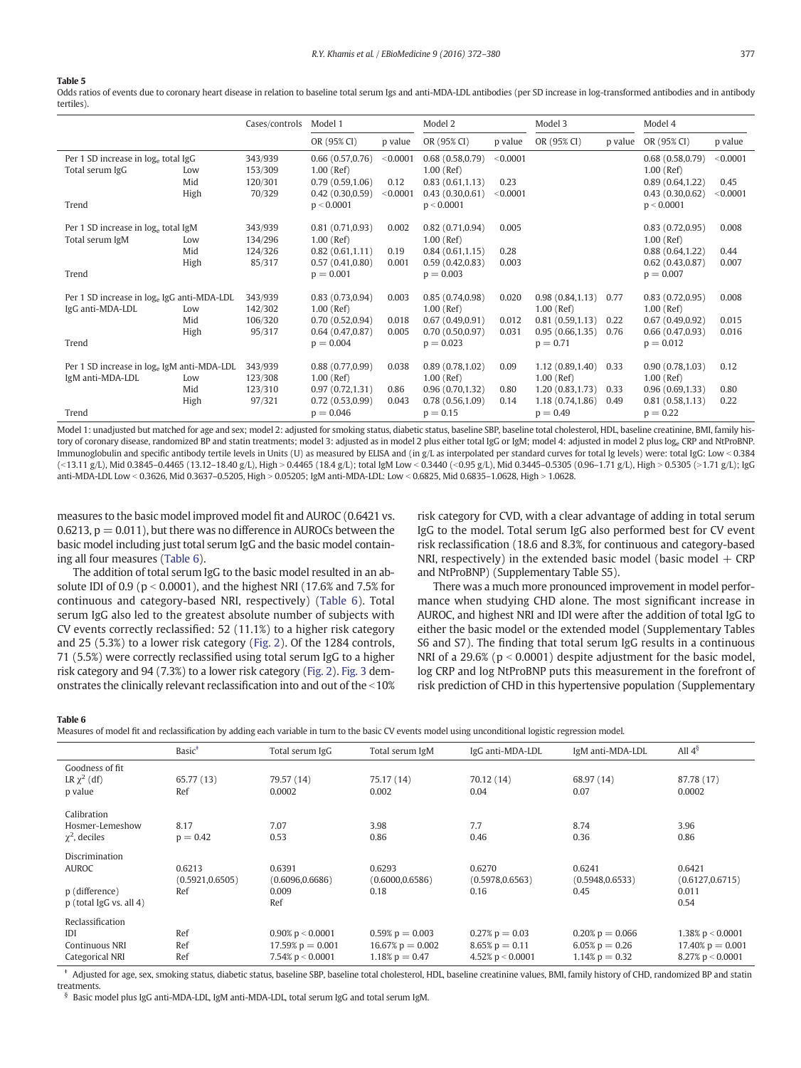**Table 5**

Odds ratios of events due to coronary heart disease in relation to baseline total serum Igs and anti-MDA-LDL antibodies (per SD increase in log-transformed antibodies and in antibody tertiles).

| | | Cases/controls | Model 1 | | Model 2 | | Model 3 | | Model 4 | |
|---|---|---|---|---|---|---|---|---|---|---|
| | | | OR (95% CI) | p value | OR (95% CI) | p value | OR (95% CI) | p value | OR (95% CI) | p value |
| Per 1 SD increase in $\log_e$ total IgG | | 343/939 | 0.66 (0.57,0.76) | <0.0001 | 0.68 (0.58,0.79) | <0.0001 | | | 0.68 (0.58,0.79) | <0.0001 |
| Total serum IgG | Low | 153/309 | 1.00 (Ref) | | 1.00 (Ref) | | | | 1.00 (Ref) | |
| | Mid | 120/301 | 0.79 (0.59,1.06) | 0.12 | 0.83 (0.61,1.13) | 0.23 | | | 0.89 (0.64,1.22) | 0.45 |
| | High | 70/329 | 0.42 (0.30,0.59) | <0.0001 | 0.43 (0.30,0.61) | <0.0001 | | | 0.43 (0.30,0.62) | <0.0001 |
| Trend | | | p < 0.0001 | | p < 0.0001 | | | | p < 0.0001 | |
| Per 1 SD increase in $\log_e$ total IgM | | 343/939 | 0.81 (0.71,0.93) | 0.002 | 0.82 (0.71,0.94) | 0.005 | | | 0.83 (0.72,0.95) | 0.008 |
| Total serum IgM | Low | 134/296 | 1.00 (Ref) | | 1.00 (Ref) | | | | 1.00 (Ref) | |
| | Mid | 124/326 | 0.82 (0.61,1.11) | 0.19 | 0.84 (0.61,1.15) | 0.28 | | | 0.88 (0.64,1.22) | 0.44 |
| | High | 85/317 | 0.57 (0.41,0.80) | 0.001 | 0.59 (0.42,0.83) | 0.003 | | | 0.62 (0.43,0.87) | 0.007 |
| Trend | | | p = 0.001 | | p = 0.003 | | | | p = 0.007 | |
| Per 1 SD increase in $\log_e$ IgG anti-MDA-LDL | | 343/939 | 0.83 (0.73,0.94) | 0.003 | 0.85 (0.74,0.98) | 0.020 | 0.98 (0.84,1.13) | 0.77 | 0.83 (0.72,0.95) | 0.008 |
| IgG anti-MDA-LDL | Low | 142/302 | 1.00 (Ref) | | 1.00 (Ref) | | 1.00 (Ref) | | 1.00 (Ref) | |
| | Mid | 106/320 | 0.70 (0.52,0.94) | 0.018 | 0.67 (0.49,0.91) | 0.012 | 0.81 (0.59,1.13) | 0.22 | 0.67 (0.49,0.92) | 0.015 |
| | High | 95/317 | 0.64 (0.47,0.87) | 0.005 | 0.70 (0.50,0.97) | 0.031 | 0.95 (0.66,1.35) | 0.76 | 0.66 (0.47,0.93) | 0.016 |
| Trend | | | p = 0.004 | | p = 0.023 | | p = 0.71 | | p = 0.012 | |
| Per 1 SD increase in $\log_e$ IgM anti-MDA-LDL | | 343/939 | 0.88 (0.77,0.99) | 0.038 | 0.89 (0.78,1.02) | 0.09 | 1.12 (0.89,1.40) | 0.33 | 0.90 (0.78,1.03) | 0.12 |
| IgM anti-MDA-LDL | Low | 123/308 | 1.00 (Ref) | | 1.00 (Ref) | | 1.00 (Ref) | | 1.00 (Ref) | |
| | Mid | 123/310 | 0.97 (0.72,1.31) | 0.86 | 0.96 (0.70,1.32) | 0.80 | 1.20 (0.83,1.73) | 0.33 | 0.96 (0.69,1.33) | 0.80 |
| | High | 97/321 | 0.72 (0.53,0.99) | 0.043 | 0.78 (0.56,1.09) | 0.14 | 1.18 (0.74,1.86) | 0.49 | 0.81 (0.58,1.13) | 0.22 |
| Trend | | | p = 0.046 | | p = 0.15 | | p = 0.49 | | p = 0.22 | |

Model 1: unadjusted but matched for age and sex; model 2: adjusted for smoking status, diabetic status, baseline SBP, baseline total cholesterol, HDL, baseline creatinine, BMI, family history of coronary disease, randomized BP and statin treatments; model 3: adjusted as in model 2 plus either total IgG or IgM; model 4: adjusted in model 2 plus $\log_e$ CRP and NtProBNP. Immunoglobulin and specific antibody tertile levels in Units (U) as measured by ELISA and (in g/L as interpolated per standard curves for total Ig levels) were: total IgG: Low < 0.384 (<13.11 g/L), Mid 0.3845–0.4465 (13.12–18.40 g/L), High > 0.4465 (18.4 g/L); total IgM Low < 0.3440 (<0.95 g/L), Mid 0.3445–0.5305 (0.96–1.71 g/L), High > 0.5305 (>1.71 g/L); IgG anti-MDA-LDL Low < 0.3626, Mid 0.3637–0.5205, High > 0.05205; IgM anti-MDA-LDL: Low < 0.6825, Mid 0.6835–1.0628, High > 1.0628.

measures to the basic model improved model fit and AUROC (0.6421 vs. 0.6213, p = 0.011), but there was no difference in AUROCs between the basic model including just total serum IgG and the basic model containing all four measures (Table 6).

The addition of total serum IgG to the basic model resulted in an absolute IDI of 0.9 (p < 0.0001), and the highest NRI (17.6% and 7.5% for continuous and category-based NRI, respectively) (Table 6). Total serum IgG also led to the greatest absolute number of subjects with CV events correctly reclassified: 52 (11.1%) to a higher risk category and 25 (5.3%) to a lower risk category (Fig. 2). Of the 1284 controls, 71 (5.5%) were correctly reclassified using total serum IgG to a higher risk category and 94 (7.3%) to a lower risk category (Fig. 2). Fig. 3 demonstrates the clinically relevant reclassification into and out of the <10% risk category for CVD, with a clear advantage of adding in total serum IgG to the model. Total serum IgG also performed best for CV event risk reclassification (18.6 and 8.3%, for continuous and category-based NRI, respectively) in the extended basic model (basic model + CRP and NtProBNP) (Supplementary Table S5).

There was a much more pronounced improvement in model performance when studying CHD alone. The most significant increase in AUROC, and highest NRI and IDI were after the addition of total IgG to either the basic model or the extended model (Supplementary Tables S6 and S7). The finding that total serum IgG results in a continuous NRI of a 29.6% (p < 0.0001) despite adjustment for the basic model, log CRP and log NtProBNP puts this measurement in the forefront of risk prediction of CHD in this hypertensive population (Supplementary

**Table 6**

Measures of model fit and reclassification by adding each variable in turn to the basic CV events model using unconditional logistic regression model.

| | Basic[ǂ] | Total serum IgG | Total serum IgM | IgG anti-MDA-LDL | IgM anti-MDA-LDL | All 4[§] |
|---|---|---|---|---|---|---|
| Goodness of fit | | | | | | |
| LR $\chi^2$ (df) | 65.77 (13) | 79.57 (14) | 75.17 (14) | 70.12 (14) | 68.97 (14) | 87.78 (17) |
| p value | Ref | 0.0002 | 0.002 | 0.04 | 0.07 | 0.0002 |
| Calibration | | | | | | |
| Hosmer-Lemeshow | 8.17 | 7.07 | 3.98 | 7.7 | 8.74 | 3.96 |
| $\chi^2$, deciles | p = 0.42 | 0.53 | 0.86 | 0.46 | 0.36 | 0.86 |
| Discrimination | | | | | | |
| AUROC | 0.6213 (0.5921,0.6505) | 0.6391 (0.6096,0.6686) | 0.6293 (0.6000,0.6586) | 0.6270 (0.5978,0.6563) | 0.6241 (0.5948,0.6533) | 0.6421 (0.6127,0.6715) |
| p (difference) | Ref | 0.009 | 0.18 | 0.16 | 0.45 | 0.011 |
| p (total IgG vs. all 4) | | Ref | | | | 0.54 |
| Reclassification | | | | | | |
| IDI | Ref | 0.90% p < 0.0001 | 0.59% p = 0.003 | 0.27% p = 0.03 | 0.20% p = 0.066 | 1.38% p < 0.0001 |
| Continuous NRI | Ref | 17.59% p = 0.001 | 16.67% p = 0.002 | 8.65% p = 0.11 | 6.05% p = 0.26 | 17.40% p = 0.001 |
| Categorical NRI | Ref | 7.54% p < 0.0001 | 1.18% p = 0.47 | 4.52% p < 0.0001 | 1.14% p = 0.32 | 8.27% p < 0.0001 |

ǂ Adjusted for age, sex, smoking status, diabetic status, baseline SBP, baseline total cholesterol, HDL, baseline creatinine values, BMI, family history of CHD, randomized BP and statin treatments.

§ Basic model plus IgG anti-MDA-LDL, IgM anti-MDA-LDL, total serum IgG and total serum IgM.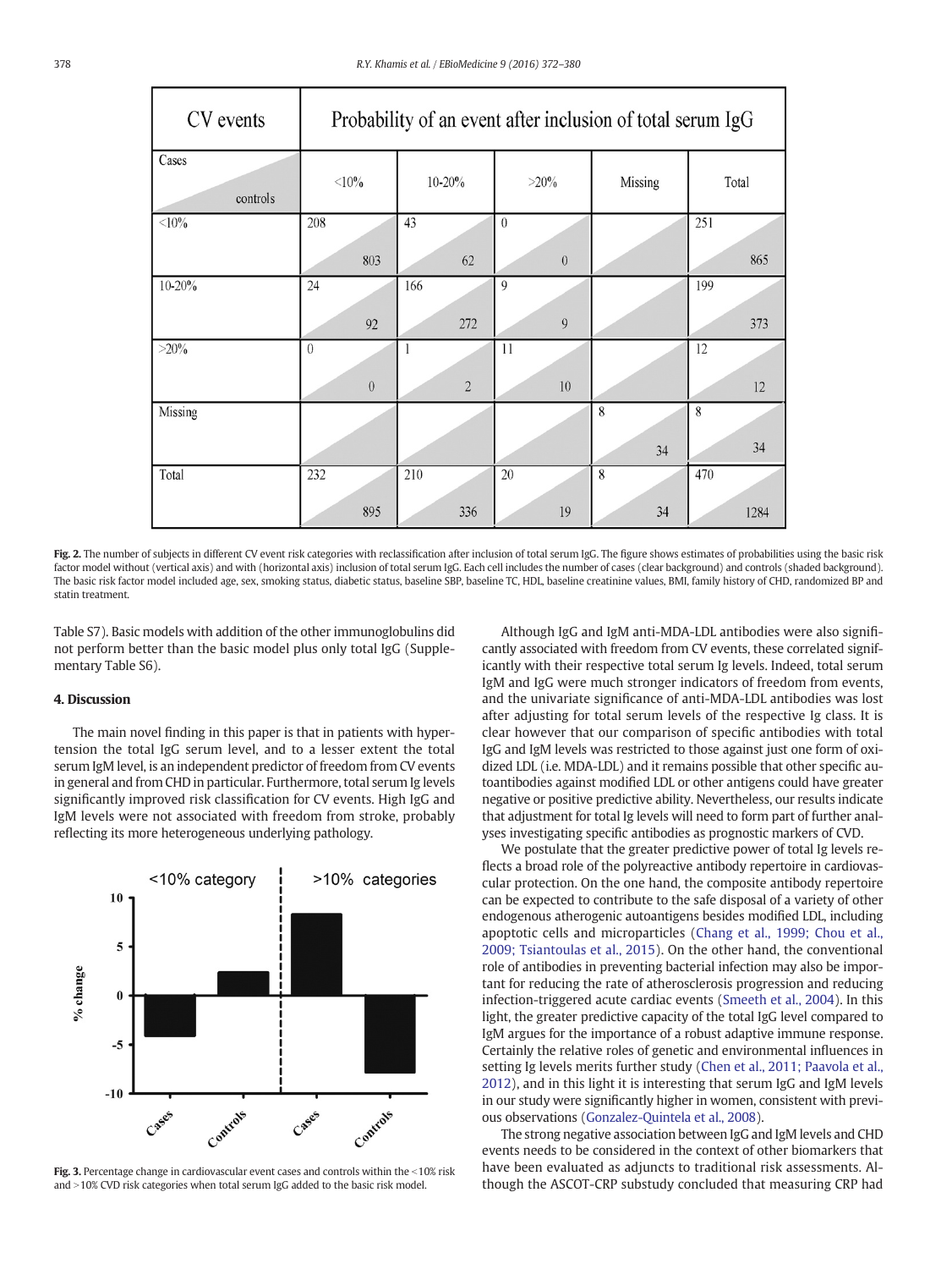| CV events | Probability of an event after inclusion of total serum IgG | | | | |
|---|---|---|---|---|---|
| Cases / controls | <10% | 10-20% | >20% | Missing | Total |
| <10% | 208 / 803 | 43 / 62 | 0 / 0 | | 251 / 865 |
| 10-20% | 24 / 92 | 166 / 272 | 9 / 9 | | 199 / 373 |
| >20% | 0 / 0 | 1 / 2 | 11 / 10 | | 12 / 12 |
| Missing | | | | 8 / 34 | 8 / 34 |
| Total | 232 / 895 | 210 / 336 | 20 / 19 | 8 / 34 | 470 / 1284 |

**Fig. 2.** The number of subjects in different CV event risk categories with reclassification after inclusion of total serum IgG. The figure shows estimates of probabilities using the basic risk factor model without (vertical axis) and with (horizontal axis) inclusion of total serum IgG. Each cell includes the number of cases (clear background) and controls (shaded background). The basic risk factor model included age, sex, smoking status, diabetic status, baseline SBP, baseline TC, HDL, baseline creatinine values, BMI, family history of CHD, randomized BP and statin treatment.

Table S7). Basic models with addition of the other immunoglobulins did not perform better than the basic model plus only total IgG (Supplementary Table S6).

## 4. Discussion

The main novel finding in this paper is that in patients with hypertension the total IgG serum level, and to a lesser extent the total serum IgM level, is an independent predictor of freedom from CV events in general and from CHD in particular. Furthermore, total serum Ig levels significantly improved risk classification for CV events. High IgG and IgM levels were not associated with freedom from stroke, probably reflecting its more heterogeneous underlying pathology.

<10% category

>10% categories

% change

10

5

0

-5

-10

Cases

Controls

Cases

Controls

**Fig. 3.** Percentage change in cardiovascular event cases and controls within the <10% risk and >10% CVD risk categories when total serum IgG added to the basic risk model.

Although IgG and IgM anti-MDA-LDL antibodies were also significantly associated with freedom from CV events, these correlated significantly with their respective total serum Ig levels. Indeed, total serum IgM and IgG were much stronger indicators of freedom from events, and the univariate significance of anti-MDA-LDL antibodies was lost after adjusting for total serum levels of the respective Ig class. It is clear however that our comparison of specific antibodies with total IgG and IgM levels was restricted to those against just one form of oxidized LDL (i.e. MDA-LDL) and it remains possible that other specific autoantibodies against modified LDL or other antigens could have greater negative or positive predictive ability. Nevertheless, our results indicate that adjustment for total Ig levels will need to form part of further analyses investigating specific antibodies as prognostic markers of CVD.

We postulate that the greater predictive power of total Ig levels reflects a broad role of the polyreactive antibody repertoire in cardiovascular protection. On the one hand, the composite antibody repertoire can be expected to contribute to the safe disposal of a variety of other endogenous atherogenic autoantigens besides modified LDL, including apoptotic cells and microparticles (Chang et al., 1999; Chou et al., 2009; Tsiantoulas et al., 2015). On the other hand, the conventional role of antibodies in preventing bacterial infection may also be important for reducing the rate of atherosclerosis progression and reducing infection-triggered acute cardiac events (Smeeth et al., 2004). In this light, the greater predictive capacity of the total IgG level compared to IgM argues for the importance of a robust adaptive immune response. Certainly the relative roles of genetic and environmental influences in setting Ig levels merits further study (Chen et al., 2011; Paavola et al., 2012), and in this light it is interesting that serum IgG and IgM levels in our study were significantly higher in women, consistent with previous observations (Gonzalez-Quintela et al., 2008).

The strong negative association between IgG and IgM levels and CHD events needs to be considered in the context of other biomarkers that have been evaluated as adjuncts to traditional risk assessments. Although the ASCOT-CRP substudy concluded that measuring CRP had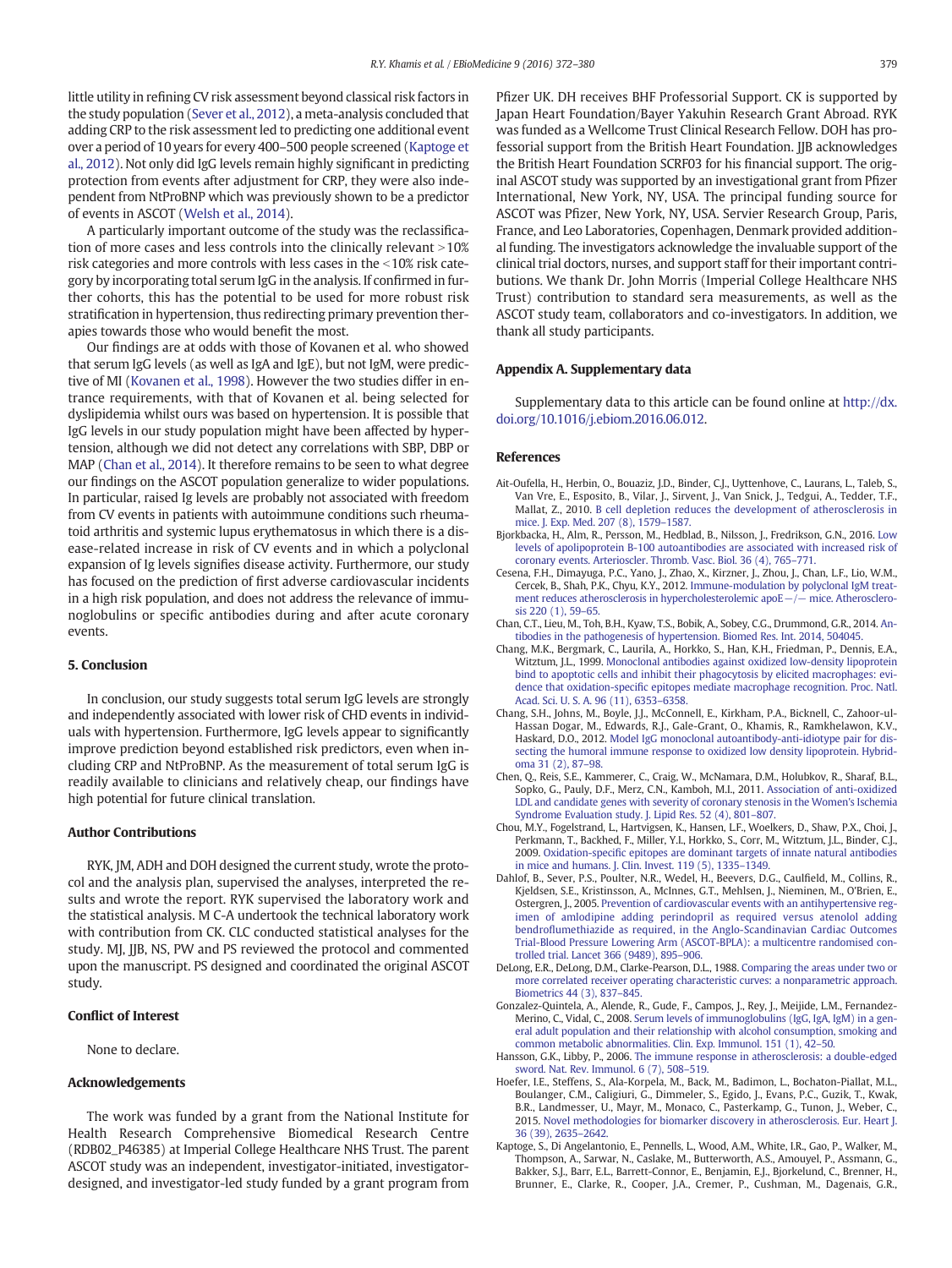little utility in refining CV risk assessment beyond classical risk factors in the study population (Sever et al., 2012), a meta-analysis concluded that adding CRP to the risk assessment led to predicting one additional event over a period of 10 years for every 400–500 people screened (Kaptoge et al., 2012). Not only did IgG levels remain highly significant in predicting protection from events after adjustment for CRP, they were also independent from NtProBNP which was previously shown to be a predictor of events in ASCOT (Welsh et al., 2014).

A particularly important outcome of the study was the reclassification of more cases and less controls into the clinically relevant >10% risk categories and more controls with less cases in the <10% risk category by incorporating total serum IgG in the analysis. If confirmed in further cohorts, this has the potential to be used for more robust risk stratification in hypertension, thus redirecting primary prevention therapies towards those who would benefit the most.

Our findings are at odds with those of Kovanen et al. who showed that serum IgG levels (as well as IgA and IgE), but not IgM, were predictive of MI (Kovanen et al., 1998). However the two studies differ in entrance requirements, with that of Kovanen et al. being selected for dyslipidemia whilst ours was based on hypertension. It is possible that IgG levels in our study population might have been affected by hypertension, although we did not detect any correlations with SBP, DBP or MAP (Chan et al., 2014). It therefore remains to be seen to what degree our findings on the ASCOT population generalize to wider populations. In particular, raised Ig levels are probably not associated with freedom from CV events in patients with autoimmune conditions such rheumatoid arthritis and systemic lupus erythematosus in which there is a disease-related increase in risk of CV events and in which a polyclonal expansion of Ig levels signifies disease activity. Furthermore, our study has focused on the prediction of first adverse cardiovascular incidents in a high risk population, and does not address the relevance of immunoglobulins or specific antibodies during and after acute coronary events.

## 5. Conclusion

In conclusion, our study suggests total serum IgG levels are strongly and independently associated with lower risk of CHD events in individuals with hypertension. Furthermore, IgG levels appear to significantly improve prediction beyond established risk predictors, even when including CRP and NtProBNP. As the measurement of total serum IgG is readily available to clinicians and relatively cheap, our findings have high potential for future clinical translation.

## Author Contributions

RYK, JM, ADH and DOH designed the current study, wrote the protocol and the analysis plan, supervised the analyses, interpreted the results and wrote the report. RYK supervised the laboratory work and the statistical analysis. M C-A undertook the technical laboratory work with contribution from CK. CLC conducted statistical analyses for the study. MJ, JJB, NS, PW and PS reviewed the protocol and commented upon the manuscript. PS designed and coordinated the original ASCOT study.

## Conflict of Interest

None to declare.

## Acknowledgements

The work was funded by a grant from the National Institute for Health Research Comprehensive Biomedical Research Centre (RDB02_P46385) at Imperial College Healthcare NHS Trust. The parent ASCOT study was an independent, investigator-initiated, investigator-designed, and investigator-led study funded by a grant program from Pfizer UK. DH receives BHF Professorial Support. CK is supported by Japan Heart Foundation/Bayer Yakuhin Research Grant Abroad. RYK was funded as a Wellcome Trust Clinical Research Fellow. DOH has professorial support from the British Heart Foundation. JJB acknowledges the British Heart Foundation SCRF03 for his financial support. The original ASCOT study was supported by an investigational grant from Pfizer International, New York, NY, USA. The principal funding source for ASCOT was Pfizer, New York, NY, USA. Servier Research Group, Paris, France, and Leo Laboratories, Copenhagen, Denmark provided additional funding. The investigators acknowledge the invaluable support of the clinical trial doctors, nurses, and support staff for their important contributions. We thank Dr. John Morris (Imperial College Healthcare NHS Trust) contribution to standard sera measurements, as well as the ASCOT study team, collaborators and co-investigators. In addition, we thank all study participants.

## Appendix A. Supplementary data

Supplementary data to this article can be found online at http://dx.doi.org/10.1016/j.ebiom.2016.06.012.

## References

Ait-Oufella, H., Herbin, O., Bouaziz, J.D., Binder, C.J., Uyttenhove, C., Laurans, L., Taleb, S., Van Vre, E., Esposito, B., Vilar, J., Sirvent, J., Van Snick, J., Tedgui, A., Tedder, T.F., Mallat, Z., 2010. B cell depletion reduces the development of atherosclerosis in mice. J. Exp. Med. 207 (8), 1579–1587.

Bjorkbacka, H., Alm, R., Persson, M., Hedblad, B., Nilsson, J., Fredrikson, G.N., 2016. Low levels of apolipoprotein B-100 autoantibodies are associated with increased risk of coronary events. Arterioscler. Thromb. Vasc. Biol. 36 (4), 765–771.

Cesena, F.H., Dimayuga, P.C., Yano, J., Zhao, X., Kirzner, J., Zhou, J., Chan, L.F., Lio, W.M., Cercek, B., Shah, P.K., Chyu, K.Y., 2012. Immune-modulation by polyclonal IgM treatment reduces atherosclerosis in hypercholesterolemic apoE−/− mice. Atherosclerosis 220 (1), 59–65.

Chan, C.T., Lieu, M., Toh, B.H., Kyaw, T.S., Bobik, A., Sobey, C.G., Drummond, G.R., 2014. Antibodies in the pathogenesis of hypertension. Biomed Res. Int. 2014, 504045.

Chang, M.K., Bergmark, C., Laurila, A., Horkko, S., Han, K.H., Friedman, P., Dennis, E.A., Witztum, J.L., 1999. Monoclonal antibodies against oxidized low-density lipoprotein bind to apoptotic cells and inhibit their phagocytosis by elicited macrophages: evidence that oxidation-specific epitopes mediate macrophage recognition. Proc. Natl. Acad. Sci. U. S. A. 96 (11), 6353–6358.

Chang, S.H., Johns, M., Boyle, J.J., McConnell, E., Kirkham, P.A., Bicknell, C., Zahoor-ul-Hassan Dogar, M., Edwards, R.J., Gale-Grant, O., Khamis, R., Ramkhelawon, K.V., Haskard, D.O., 2012. Model IgG monoclonal autoantibody-anti-idiotype pair for dissecting the humoral immune response to oxidized low density lipoprotein. Hybridoma 31 (2), 87–98.

Chen, Q., Reis, S.E., Kammerer, C., Craig, W., McNamara, D.M., Holubkov, R., Sharaf, B.L., Sopko, G., Pauly, D.F., Merz, C.N., Kamboh, M.I., 2011. Association of anti-oxidized LDL and candidate genes with severity of coronary stenosis in the Women's Ischemia Syndrome Evaluation study. J. Lipid Res. 52 (4), 801–807.

Chou, M.Y., Fogelstrand, L., Hartvigsen, K., Hansen, L.F., Woelkers, D., Shaw, P.X., Choi, J., Perkmann, T., Backhed, F., Miller, Y.I., Horkko, S., Corr, M., Witztum, J.L., Binder, C.J., 2009. Oxidation-specific epitopes are dominant targets of innate natural antibodies in mice and humans. J. Clin. Invest. 119 (5), 1335–1349.

Dahlof, B., Sever, P.S., Poulter, N.R., Wedel, H., Beevers, D.G., Caulfield, M., Collins, R., Kjeldsen, S.E., Kristinsson, A., McInnes, G.T., Mehlsen, J., Nieminen, M., O'Brien, E., Ostergren, J., 2005. Prevention of cardiovascular events with an antihypertensive regimen of amlodipine adding perindopril as required versus atenolol adding bendroflumethiazide as required, in the Anglo-Scandinavian Cardiac Outcomes Trial-Blood Pressure Lowering Arm (ASCOT-BPLA): a multicentre randomised controlled trial. Lancet 366 (9489), 895–906.

DeLong, E.R., DeLong, D.M., Clarke-Pearson, D.L., 1988. Comparing the areas under two or more correlated receiver operating characteristic curves: a nonparametric approach. Biometrics 44 (3), 837–845.

Gonzalez-Quintela, A., Alende, R., Gude, F., Campos, J., Rey, J., Meijide, L.M., Fernandez-Merino, C., Vidal, C., 2008. Serum levels of immunoglobulins (IgG, IgA, IgM) in a general adult population and their relationship with alcohol consumption, smoking and common metabolic abnormalities. Clin. Exp. Immunol. 151 (1), 42–50.

Hansson, G.K., Libby, P., 2006. The immune response in atherosclerosis: a double-edged sword. Nat. Rev. Immunol. 6 (7), 508–519.

Hoefer, I.E., Steffens, S., Ala-Korpela, M., Back, M., Badimon, L., Bochaton-Piallat, M.L., Boulanger, C.M., Caligiuri, G., Dimmeler, S., Egido, J., Evans, P.C., Guzik, T., Kwak, B.R., Landmesser, U., Mayr, M., Monaco, C., Pasterkamp, G., Tunon, J., Weber, C., 2015. Novel methodologies for biomarker discovery in atherosclerosis. Eur. Heart J. 36 (39), 2635–2642.

Kaptoge, S., Di Angelantonio, E., Pennells, L., Wood, A.M., White, I.R., Gao, P., Walker, M., Thompson, A., Sarwar, N., Caslake, M., Butterworth, A.S., Amouyel, P., Assmann, G., Bakker, S.J., Barr, E.L., Barrett-Connor, E., Benjamin, E.J., Bjorkelund, C., Brenner, H., Brunner, E., Clarke, R., Cooper, J.A., Cremer, P., Cushman, M., Dagenais, G.R.,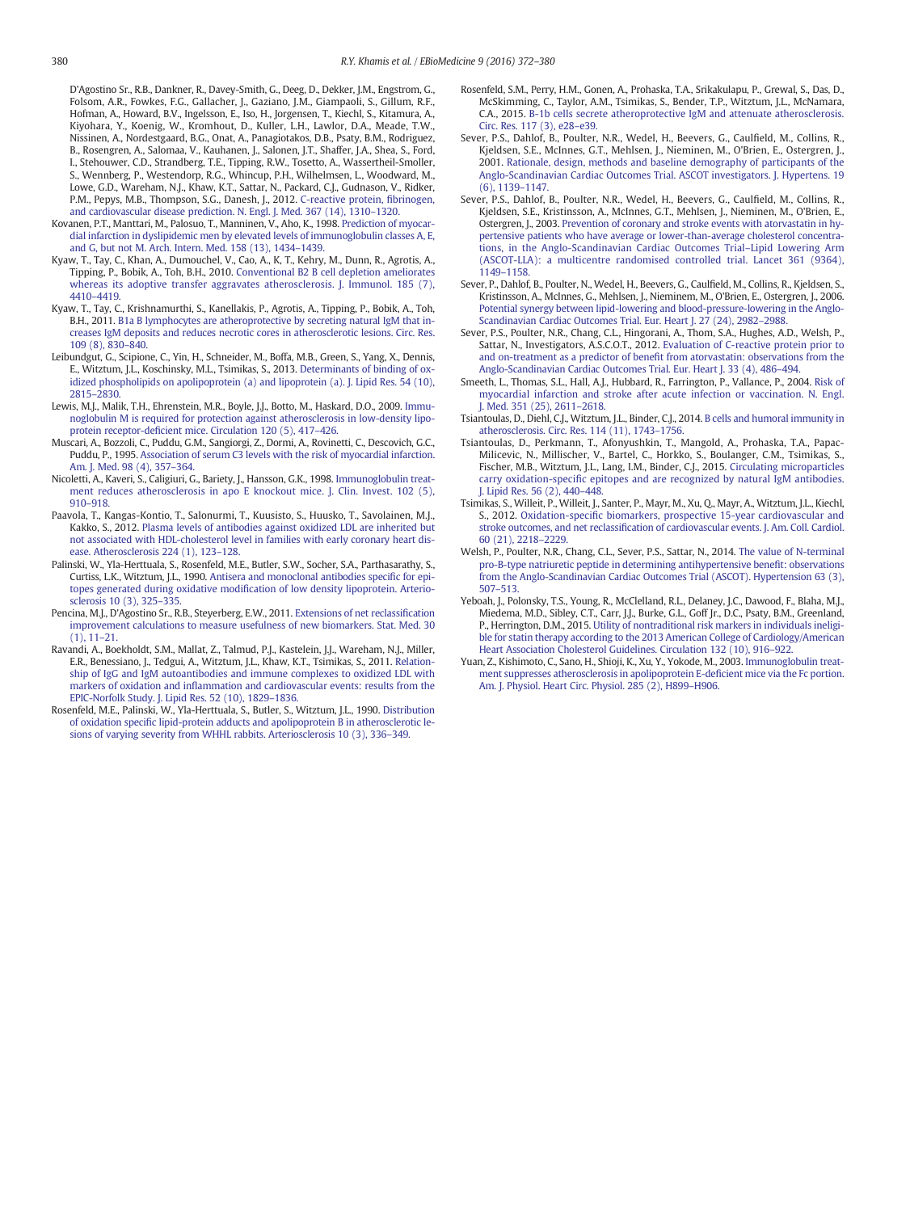D'Agostino Sr., R.B., Dankner, R., Davey-Smith, G., Deeg, D., Dekker, J.M., Engstrom, G., Folsom, A.R., Fowkes, F.G., Gallacher, J., Gaziano, J.M., Giampaoli, S., Gillum, R.F., Hofman, A., Howard, B.V., Ingelsson, E., Iso, H., Jorgensen, T., Kiechl, S., Kitamura, A., Kiyohara, Y., Koenig, W., Kromhout, D., Kuller, L.H., Lawlor, D.A., Meade, T.W., Nissinen, A., Nordestgaard, B.G., Onat, A., Panagiotakos, D.B., Psaty, B.M., Rodriguez, B., Rosengren, A., Salomaa, V., Kauhanen, J., Salonen, J.T., Shaffer, J.A., Shea, S., Ford, I., Stehouwer, C.D., Strandberg, T.E., Tipping, R.W., Tosetto, A., Wassertheil-Smoller, S., Wennberg, P., Westendorp, R.G., Whincup, P.H., Wilhelmsen, L., Woodward, M., Lowe, G.D., Wareham, N.J., Khaw, K.T., Sattar, N., Packard, C.J., Gudnason, V., Ridker, P.M., Pepys, M.B., Thompson, S.G., Danesh, J., 2012. C-reactive protein, fibrinogen, and cardiovascular disease prediction. N. Engl. J. Med. 367 (14), 1310–1320.

Kovanen, P.T., Manttari, M., Palosuo, T., Manninen, V., Aho, K., 1998. Prediction of myocardial infarction in dyslipidemic men by elevated levels of immunoglobulin classes A, E, and G, but not M. Arch. Intern. Med. 158 (13), 1434–1439.

Kyaw, T., Tay, C., Khan, A., Dumouchel, V., Cao, A., K, T., Kehry, M., Dunn, R., Agrotis, A., Tipping, P., Bobik, A., Toh, B.H., 2010. Conventional B2 B cell depletion ameliorates whereas its adoptive transfer aggravates atherosclerosis. J. Immunol. 185 (7), 4410–4419.

Kyaw, T., Tay, C., Krishnamurthi, S., Kanellakis, P., Agrotis, A., Tipping, P., Bobik, A., Toh, B.H., 2011. B1a B lymphocytes are atheroprotective by secreting natural IgM that increases IgM deposits and reduces necrotic cores in atherosclerotic lesions. Circ. Res. 109 (8), 830–840.

Leibundgut, G., Scipione, C., Yin, H., Schneider, M., Boffa, M.B., Green, S., Yang, X., Dennis, E., Witztum, J.L., Koschinsky, M.L., Tsimikas, S., 2013. Determinants of binding of oxidized phospholipids on apolipoprotein (a) and lipoprotein (a). J. Lipid Res. 54 (10), 2815–2830.

Lewis, M.J., Malik, T.H., Ehrenstein, M.R., Boyle, J.J., Botto, M., Haskard, D.O., 2009. Immunoglobulin M is required for protection against atherosclerosis in low-density lipoprotein receptor-deficient mice. Circulation 120 (5), 417–426.

Muscari, A., Bozzoli, C., Puddu, G.M., Sangiorgi, Z., Dormi, A., Rovinetti, C., Descovich, G.C., Puddu, P., 1995. Association of serum C3 levels with the risk of myocardial infarction. Am. J. Med. 98 (4), 357–364.

Nicoletti, A., Kaveri, S., Caligiuri, G., Bariety, J., Hansson, G.K., 1998. Immunoglobulin treatment reduces atherosclerosis in apo E knockout mice. J. Clin. Invest. 102 (5), 910–918.

Paavola, T., Kangas-Kontio, T., Salonurmi, T., Kuusisto, S., Huusko, T., Savolainen, M.J., Kakko, S., 2012. Plasma levels of antibodies against oxidized LDL are inherited but not associated with HDL-cholesterol level in families with early coronary heart disease. Atherosclerosis 224 (1), 123–128.

Palinski, W., Yla-Herttuala, S., Rosenfeld, M.E., Butler, S.W., Socher, S.A., Parthasarathy, S., Curtiss, L.K., Witztum, J.L., 1990. Antisera and monoclonal antibodies specific for epitopes generated during oxidative modification of low density lipoprotein. Arteriosclerosis 10 (3), 325–335.

Pencina, M.J., D'Agostino Sr., R.B., Steyerberg, E.W., 2011. Extensions of net reclassification improvement calculations to measure usefulness of new biomarkers. Stat. Med. 30 (1), 11–21.

Ravandi, A., Boekholdt, S.M., Mallat, Z., Talmud, P.J., Kastelein, J.J., Wareham, N.J., Miller, E.R., Benessiano, J., Tedgui, A., Witztum, J.L., Khaw, K.T., Tsimikas, S., 2011. Relationship of IgG and IgM autoantibodies and immune complexes to oxidized LDL with markers of oxidation and inflammation and cardiovascular events: results from the EPIC-Norfolk Study. J. Lipid Res. 52 (10), 1829–1836.

Rosenfeld, M.E., Palinski, W., Yla-Herttuala, S., Butler, S., Witztum, J.L., 1990. Distribution of oxidation specific lipid-protein adducts and apolipoprotein B in atherosclerotic lesions of varying severity from WHHL rabbits. Arteriosclerosis 10 (3), 336–349.

Rosenfeld, S.M., Perry, H.M., Gonen, A., Prohaska, T.A., Srikakulapu, P., Grewal, S., Das, D., McSkimming, C., Taylor, A.M., Tsimikas, S., Bender, T.P., Witztum, J.L., McNamara, C.A., 2015. B-1b cells secrete atheroprotective IgM and attenuate atherosclerosis. Circ. Res. 117 (3), e28–e39.

Sever, P.S., Dahlof, B., Poulter, N.R., Wedel, H., Beevers, G., Caulfield, M., Collins, R., Kjeldsen, S.E., McInnes, G.T., Mehlsen, J., Nieminen, M., O'Brien, E., Ostergren, J., 2001. Rationale, design, methods and baseline demography of participants of the Anglo-Scandinavian Cardiac Outcomes Trial. ASCOT investigators. J. Hypertens. 19 (6), 1139–1147.

Sever, P.S., Dahlof, B., Poulter, N.R., Wedel, H., Beevers, G., Caulfield, M., Collins, R., Kjeldsen, S.E., Kristinsson, A., McInnes, G.T., Mehlsen, J., Nieminen, M., O'Brien, E., Ostergren, J., 2003. Prevention of coronary and stroke events with atorvastatin in hypertensive patients who have average or lower-than-average cholesterol concentrations, in the Anglo-Scandinavian Cardiac Outcomes Trial–Lipid Lowering Arm (ASCOT-LLA): a multicentre randomised controlled trial. Lancet 361 (9364), 1149–1158.

Sever, P., Dahlof, B., Poulter, N., Wedel, H., Beevers, G., Caulfield, M., Collins, R., Kjeldsen, S., Kristinsson, A., McInnes, G., Mehlsen, J., Nieminem, M., O'Brien, E., Ostergren, J., 2006. Potential synergy between lipid-lowering and blood-pressure-lowering in the Anglo-Scandinavian Cardiac Outcomes Trial. Eur. Heart J. 27 (24), 2982–2988.

Sever, P.S., Poulter, N.R., Chang, C.L., Hingorani, A., Thom, S.A., Hughes, A.D., Welsh, P., Sattar, N., Investigators, A.S.C.O.T., 2012. Evaluation of C-reactive protein prior to and on-treatment as a predictor of benefit from atorvastatin: observations from the Anglo-Scandinavian Cardiac Outcomes Trial. Eur. Heart J. 33 (4), 486–494.

Smeeth, L., Thomas, S.L., Hall, A.J., Hubbard, R., Farrington, P., Vallance, P., 2004. Risk of myocardial infarction and stroke after acute infection or vaccination. N. Engl. J. Med. 351 (25), 2611–2618.

Tsiantoulas, D., Diehl, C.J., Witztum, J.L., Binder, C.J., 2014. B cells and humoral immunity in atherosclerosis. Circ. Res. 114 (11), 1743–1756.

Tsiantoulas, D., Perkmann, T., Afonyushkin, T., Mangold, A., Prohaska, T.A., Papac-Milicevic, N., Millischer, V., Bartel, C., Horkko, S., Boulanger, C.M., Tsimikas, S., Fischer, M.B., Witztum, J.L., Lang, I.M., Binder, C.J., 2015. Circulating microparticles carry oxidation-specific epitopes and are recognized by natural IgM antibodies. J. Lipid Res. 56 (2), 440–448.

Tsimikas, S., Willeit, P., Willeit, J., Santer, P., Mayr, M., Xu, Q., Mayr, A., Witztum, J.L., Kiechl, S., 2012. Oxidation-specific biomarkers, prospective 15-year cardiovascular and stroke outcomes, and net reclassification of cardiovascular events. J. Am. Coll. Cardiol. 60 (21), 2218–2229.

Welsh, P., Poulter, N.R., Chang, C.L., Sever, P.S., Sattar, N., 2014. The value of N-terminal pro-B-type natriuretic peptide in determining antihypertensive benefit: observations from the Anglo-Scandinavian Cardiac Outcomes Trial (ASCOT). Hypertension 63 (3), 507–513.

Yeboah, J., Polonsky, T.S., Young, R., McClelland, R.L., Delaney, J.C., Dawood, F., Blaha, M.J., Miedema, M.D., Sibley, C.T., Carr, J.J., Burke, G.L., Goff Jr., D.C., Psaty, B.M., Greenland, P., Herrington, D.M., 2015. Utility of nontraditional risk markers in individuals ineligible for statin therapy according to the 2013 American College of Cardiology/American Heart Association Cholesterol Guidelines. Circulation 132 (10), 916–922.

Yuan, Z., Kishimoto, C., Sano, H., Shioji, K., Xu, Y., Yokode, M., 2003. Immunoglobulin treatment suppresses atherosclerosis in apolipoprotein E-deficient mice via the Fc portion. Am. J. Physiol. Heart Circ. Physiol. 285 (2), H899–H906.